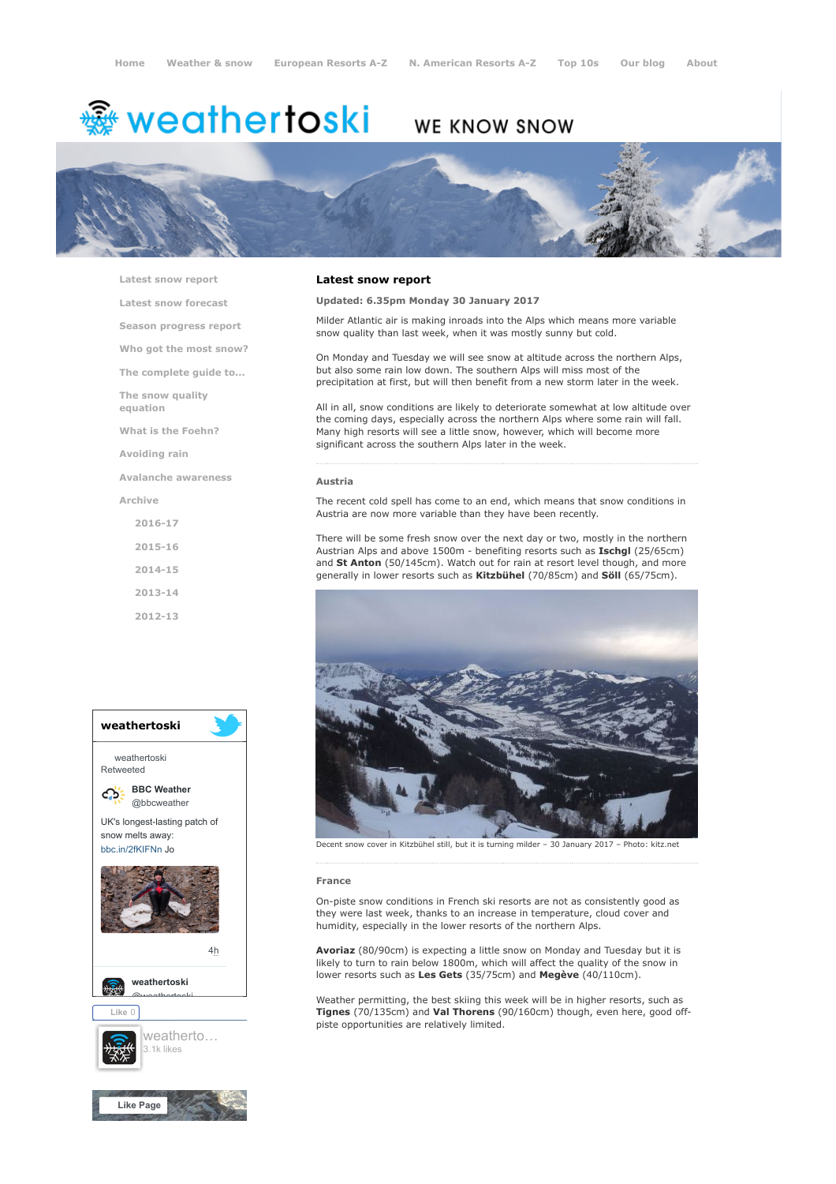Home | Weather & snow | European Resorts A-Z | N. American Resorts A-Z | Top 10s | Our blog | About

# weathertoski

WE KNOW SNOW

- Latest snow report
- Latest snow forecast
- Season progress report
- Who got the most snow?
- The complete guide to...
- The snow quality equation
- What is the Foehn?
- Avoiding rain
- Avalanche awareness
- Archive
  - 2016-17
  - 2015-16
  - 2014-15
  - 2013-14
  - 2012-13

## Latest snow report

**Updated: 6.35pm Monday 30 January 2017**

Milder Atlantic air is making inroads into the Alps which means more variable snow quality than last week, when it was mostly sunny but cold.

On Monday and Tuesday we will see snow at altitude across the northern Alps, but also some rain low down. The southern Alps will miss most of the precipitation at first, but will then benefit from a new storm later in the week.

All in all, snow conditions are likely to deteriorate somewhat at low altitude over the coming days, especially across the northern Alps where some rain will fall. Many high resorts will see a little snow, however, which will become more significant across the southern Alps later in the week.

### Austria

The recent cold spell has come to an end, which means that snow conditions in Austria are now more variable than they have been recently.

There will be some fresh snow over the next day or two, mostly in the northern Austrian Alps and above 1500m - benefiting resorts such as **Ischgl** (25/65cm) and **St Anton** (50/145cm). Watch out for rain at resort level though, and more generally in lower resorts such as **Kitzbühel** (70/85cm) and **Söll** (65/75cm).

Decent snow cover in Kitzbühel still, but it is turning milder – 30 January 2017 – Photo: kitz.net

### France

On-piste snow conditions in French ski resorts are not as consistently good as they were last week, thanks to an increase in temperature, cloud cover and humidity, especially in the lower resorts of the northern Alps.

**Avoriaz** (80/90cm) is expecting a little snow on Monday and Tuesday but it is likely to turn to rain below 1800m, which will affect the quality of the snow in lower resorts such as **Les Gets** (35/75cm) and **Megève** (40/110cm).

Weather permitting, the best skiing this week will be in higher resorts, such as **Tignes** (70/135cm) and **Val Thorens** (90/160cm) though, even here, good off-piste opportunities are relatively limited.

weathertoski

weathertoski Retweeted

BBC Weather @bbcweather

UK's longest-lasting patch of snow melts away: bbc.in/2fKIFNn Jo

4h

weathertoski @weathertoski

Like 0

weatherto... 3.1k likes

Like Page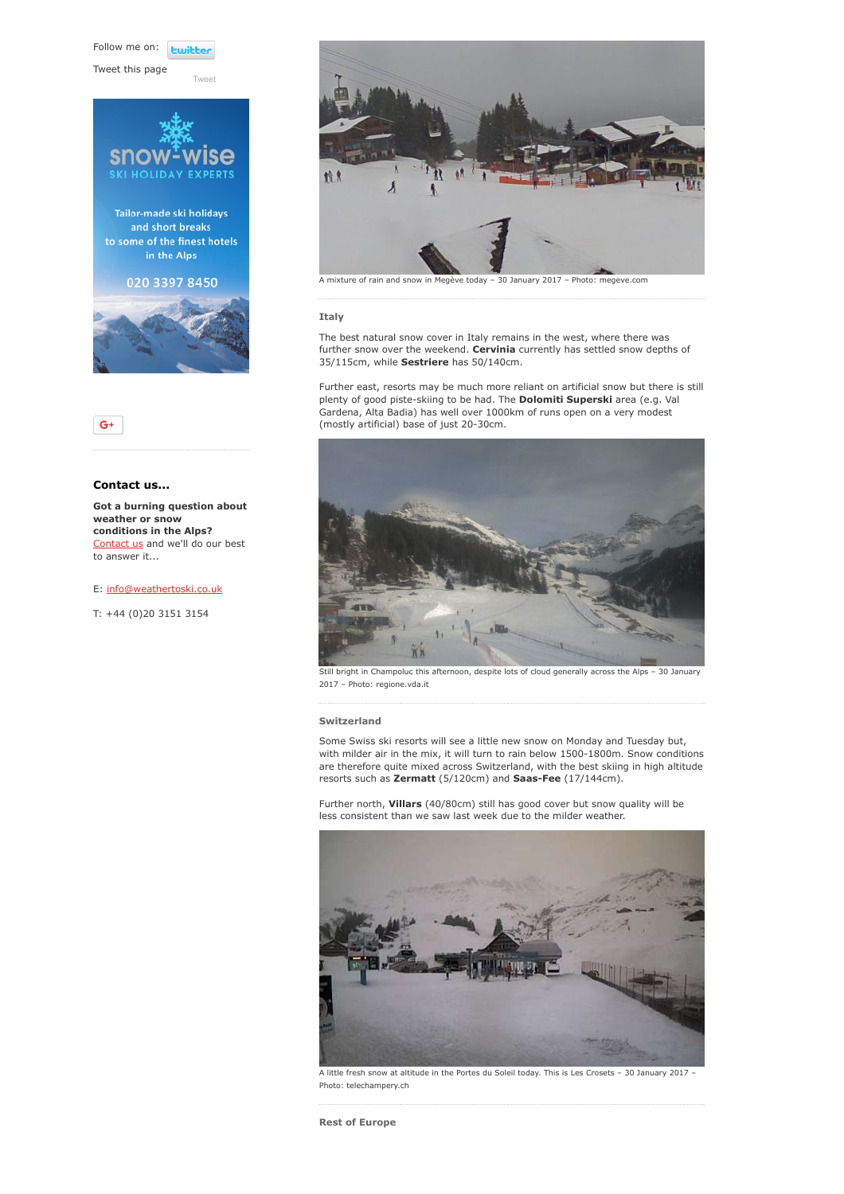Follow me on: twitter

Tweet this page

Tweet

snow-wise SKI HOLIDAY EXPERTS

Tailor-made ski holidays and short breaks to some of the finest hotels in the Alps

020 3397 8450

### Contact us...

**Got a burning question about weather or snow conditions in the Alps?** Contact us and we'll do our best to answer it...

E: info@weathertoski.co.uk

T: +44 (0)20 3151 3154

A mixture of rain and snow in Megève today – 30 January 2017 – Photo: megeve.com

### Italy

The best natural snow cover in Italy remains in the west, where there was further snow over the weekend. **Cervinia** currently has settled snow depths of 35/115cm, while **Sestriere** has 50/140cm.

Further east, resorts may be much more reliant on artificial snow but there is still plenty of good piste-skiing to be had. The **Dolomiti Superski** area (e.g. Val Gardena, Alta Badia) has well over 1000km of runs open on a very modest (mostly artificial) base of just 20-30cm.

Still bright in Champoluc this afternoon, despite lots of cloud generally across the Alps – 30 January 2017 – Photo: regione.vda.it

### Switzerland

Some Swiss ski resorts will see a little new snow on Monday and Tuesday but, with milder air in the mix, it will turn to rain below 1500-1800m. Snow conditions are therefore quite mixed across Switzerland, with the best skiing in high altitude resorts such as **Zermatt** (5/120cm) and **Saas-Fee** (17/144cm).

Further north, **Villars** (40/80cm) still has good cover but snow quality will be less consistent than we saw last week due to the milder weather.

A little fresh snow at altitude in the Portes du Soleil today. This is Les Crosets – 30 January 2017 – Photo: telechampery.ch

### Rest of Europe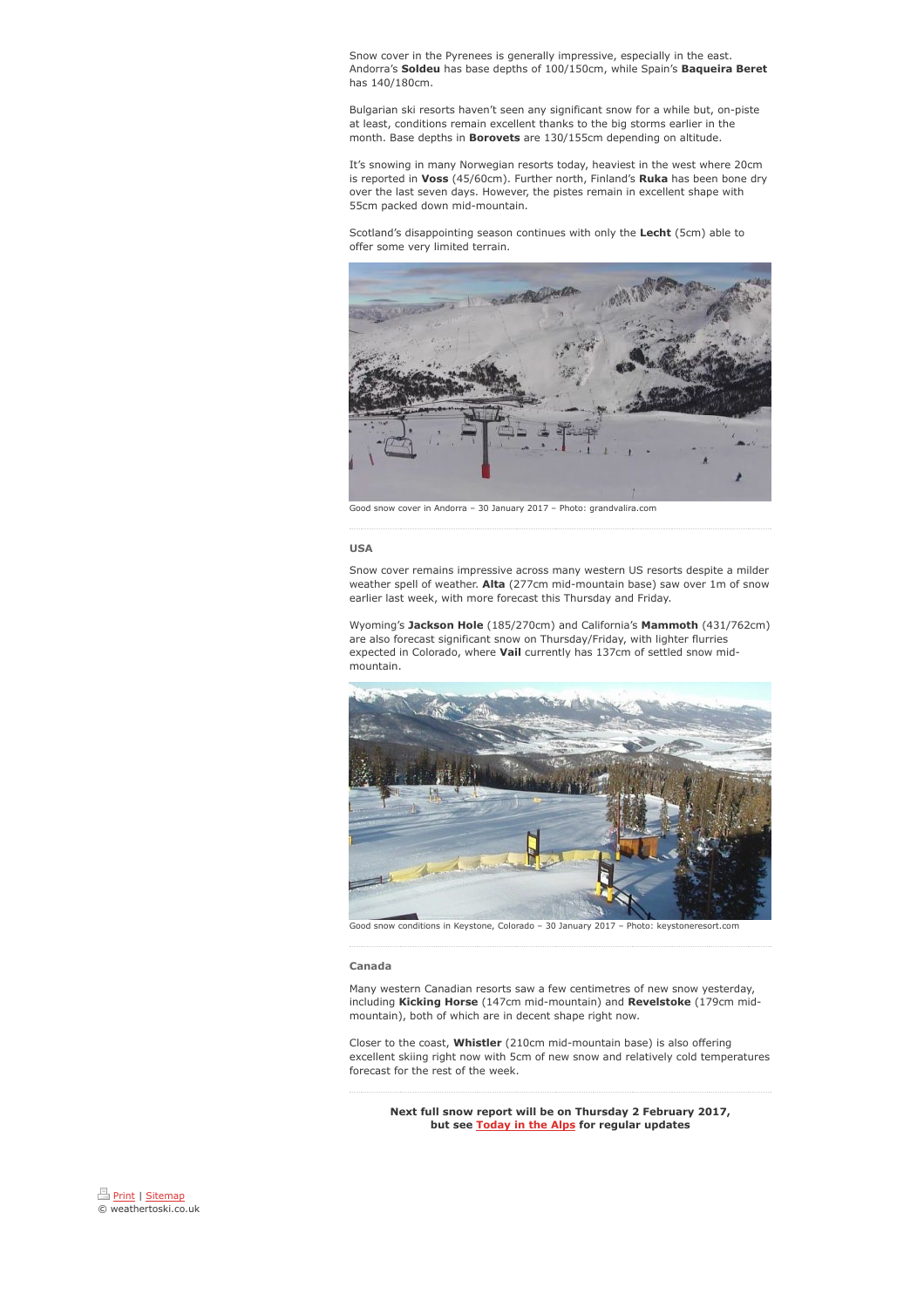Snow cover in the Pyrenees is generally impressive, especially in the east. Andorra's **Soldeu** has base depths of 100/150cm, while Spain's **Baqueira Beret** has 140/180cm.

Bulgarian ski resorts haven't seen any significant snow for a while but, on-piste at least, conditions remain excellent thanks to the big storms earlier in the month. Base depths in **Borovets** are 130/155cm depending on altitude.

It's snowing in many Norwegian resorts today, heaviest in the west where 20cm is reported in **Voss** (45/60cm). Further north, Finland's **Ruka** has been bone dry over the last seven days. However, the pistes remain in excellent shape with 55cm packed down mid-mountain.

Scotland's disappointing season continues with only the **Lecht** (5cm) able to offer some very limited terrain.

Good snow cover in Andorra – 30 January 2017 – Photo: grandvalira.com

### USA

Snow cover remains impressive across many western US resorts despite a milder weather spell of weather. **Alta** (277cm mid-mountain base) saw over 1m of snow earlier last week, with more forecast this Thursday and Friday.

Wyoming's **Jackson Hole** (185/270cm) and California's **Mammoth** (431/762cm) are also forecast significant snow on Thursday/Friday, with lighter flurries expected in Colorado, where **Vail** currently has 137cm of settled snow mid-mountain.

Good snow conditions in Keystone, Colorado – 30 January 2017 – Photo: keystoneresort.com

### Canada

Many western Canadian resorts saw a few centimetres of new snow yesterday, including **Kicking Horse** (147cm mid-mountain) and **Revelstoke** (179cm mid-mountain), both of which are in decent shape right now.

Closer to the coast, **Whistler** (210cm mid-mountain base) is also offering excellent skiing right now with 5cm of new snow and relatively cold temperatures forecast for the rest of the week.

**Next full snow report will be on Thursday 2 February 2017, but see Today in the Alps for regular updates**

Print | Sitemap
© weathertoski.co.uk